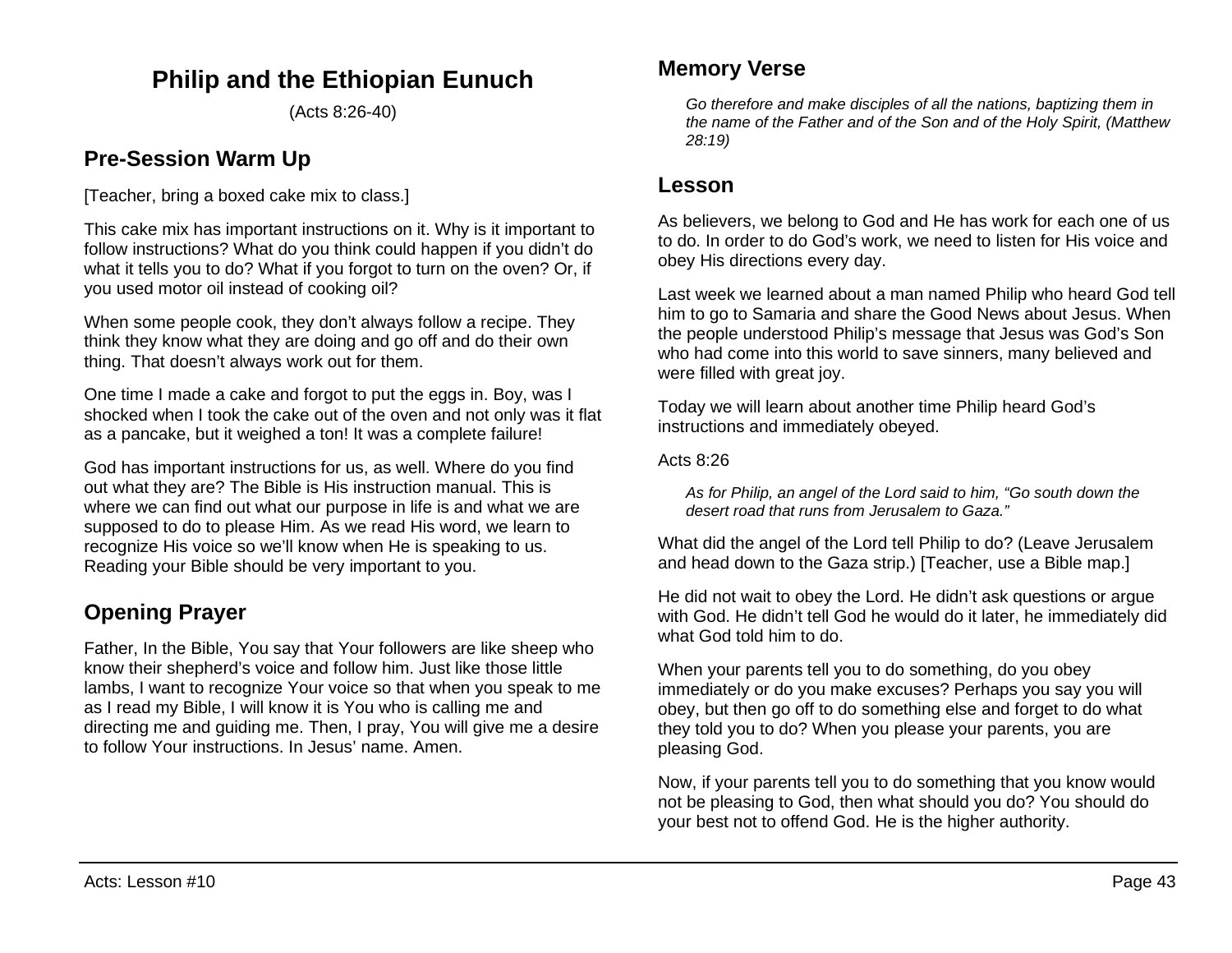# Philip and the Ethiopian Eunuch

(Acts 8:26-40)

## Pre-Session Warm Up

[Teacher, bring a boxed cake mix to class.]

This cake mix has important instructions on it. Why is it important to follow instructions? What do you think could happen if you didn't do what it tells you to do? What if you forgot to turn on the oven? Or, if you used motor oil instead of cooking oil?

When some people cook, they don't always follow a recipe. They think they know what they are doing and go off and do their own thing. That doesn't always work out for them.

One time I made a cake and forgot to put the eggs in. Boy, was I shocked when I took the cake out of the oven and not only was it flat as a pancake, but it weighed a ton! It was a complete failure!

God has important instructions for us, as well. Where do you find out what they are? The Bible is His instruction manual. This is where we can find out what our purpose in life is and what we are supposed to do to please Him. As we read His word, we learn to recognize His voice so we'll know when He is speaking to us. Reading your Bible should be very important to you.

## Opening Prayer

Father, In the Bible, You say that Your followers are like sheep who know their shepherd's voice and follow him. Just like those little lambs, I want to recognize Your voice so that when you speak to me as I read my Bible, I will know it is You who is calling me and directing me and guiding me. Then, I pray, You will give me a desire to follow Your instructions. In Jesus' name. Amen.

## Memory Verse

> *Go therefore and make disciples of all the nations, baptizing them in the name of the Father and of the Son and of the Holy Spirit, (Matthew 28:19)*

## Lesson

As believers, we belong to God and He has work for each one of us to do. In order to do God's work, we need to listen for His voice and obey His directions every day.

Last week we learned about a man named Philip who heard God tell him to go to Samaria and share the Good News about Jesus. When the people understood Philip's message that Jesus was God's Son who had come into this world to save sinners, many believed and were filled with great joy.

Today we will learn about another time Philip heard God's instructions and immediately obeyed.

Acts 8:26

> *As for Philip, an angel of the Lord said to him, "Go south down the desert road that runs from Jerusalem to Gaza."*

What did the angel of the Lord tell Philip to do? (Leave Jerusalem and head down to the Gaza strip.) [Teacher, use a Bible map.]

He did not wait to obey the Lord. He didn't ask questions or argue with God. He didn't tell God he would do it later, he immediately did what God told him to do.

When your parents tell you to do something, do you obey immediately or do you make excuses? Perhaps you say you will obey, but then go off to do something else and forget to do what they told you to do? When you please your parents, you are pleasing God.

Now, if your parents tell you to do something that you know would not be pleasing to God, then what should you do? You should do your best not to offend God. He is the higher authority.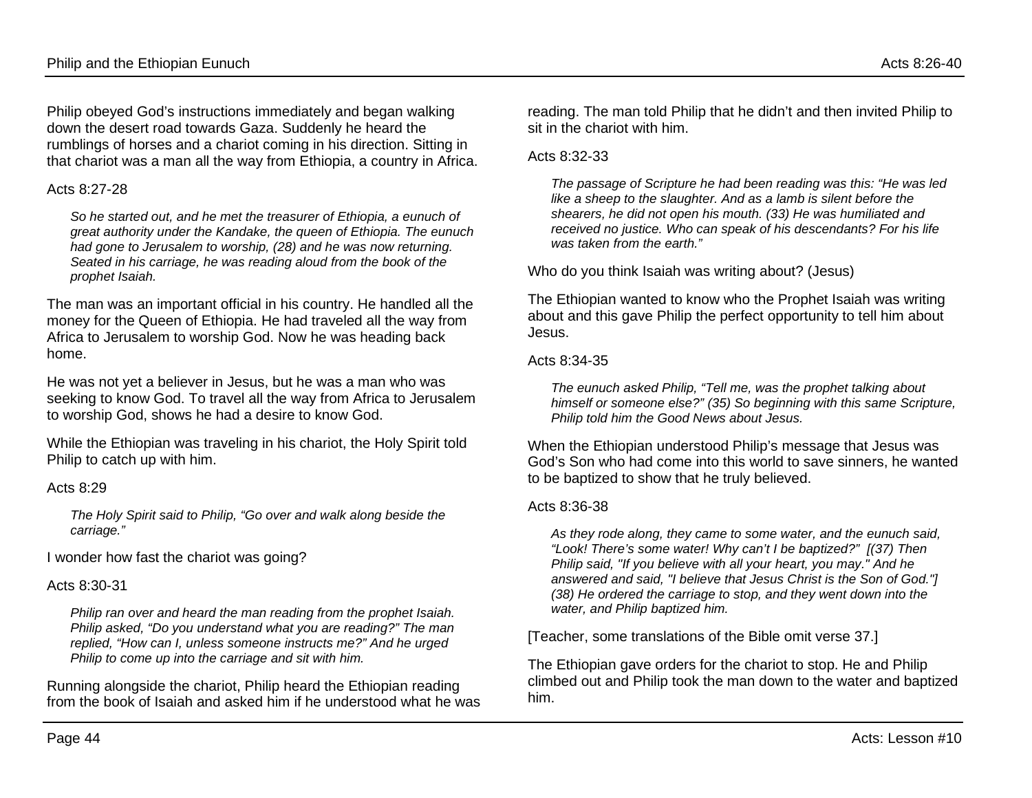Philip obeyed God's instructions immediately and began walking down the desert road towards Gaza. Suddenly he heard the rumblings of horses and a chariot coming in his direction. Sitting in that chariot was a man all the way from Ethiopia, a country in Africa.

Acts 8:27-28

> *So he started out, and he met the treasurer of Ethiopia, a eunuch of great authority under the Kandake, the queen of Ethiopia. The eunuch had gone to Jerusalem to worship, (28) and he was now returning. Seated in his carriage, he was reading aloud from the book of the prophet Isaiah.*

The man was an important official in his country. He handled all the money for the Queen of Ethiopia. He had traveled all the way from Africa to Jerusalem to worship God. Now he was heading back home.

He was not yet a believer in Jesus, but he was a man who was seeking to know God. To travel all the way from Africa to Jerusalem to worship God, shows he had a desire to know God.

While the Ethiopian was traveling in his chariot, the Holy Spirit told Philip to catch up with him.

Acts 8:29

> *The Holy Spirit said to Philip, "Go over and walk along beside the carriage."*

I wonder how fast the chariot was going?

Acts 8:30-31

> *Philip ran over and heard the man reading from the prophet Isaiah. Philip asked, "Do you understand what you are reading?" The man replied, "How can I, unless someone instructs me?" And he urged Philip to come up into the carriage and sit with him.*

Running alongside the chariot, Philip heard the Ethiopian reading from the book of Isaiah and asked him if he understood what he was reading. The man told Philip that he didn't and then invited Philip to sit in the chariot with him.

Acts 8:32-33

> *The passage of Scripture he had been reading was this: "He was led like a sheep to the slaughter. And as a lamb is silent before the shearers, he did not open his mouth. (33) He was humiliated and received no justice. Who can speak of his descendants? For his life was taken from the earth."*

Who do you think Isaiah was writing about? (Jesus)

The Ethiopian wanted to know who the Prophet Isaiah was writing about and this gave Philip the perfect opportunity to tell him about Jesus.

Acts 8:34-35

> *The eunuch asked Philip, "Tell me, was the prophet talking about himself or someone else?" (35) So beginning with this same Scripture, Philip told him the Good News about Jesus.*

When the Ethiopian understood Philip's message that Jesus was God's Son who had come into this world to save sinners, he wanted to be baptized to show that he truly believed.

Acts 8:36-38

> *As they rode along, they came to some water, and the eunuch said, "Look! There's some water! Why can't I be baptized?" [(37) Then Philip said, "If you believe with all your heart, you may." And he answered and said, "I believe that Jesus Christ is the Son of God."] (38) He ordered the carriage to stop, and they went down into the water, and Philip baptized him.*

[Teacher, some translations of the Bible omit verse 37.]

The Ethiopian gave orders for the chariot to stop. He and Philip climbed out and Philip took the man down to the water and baptized him.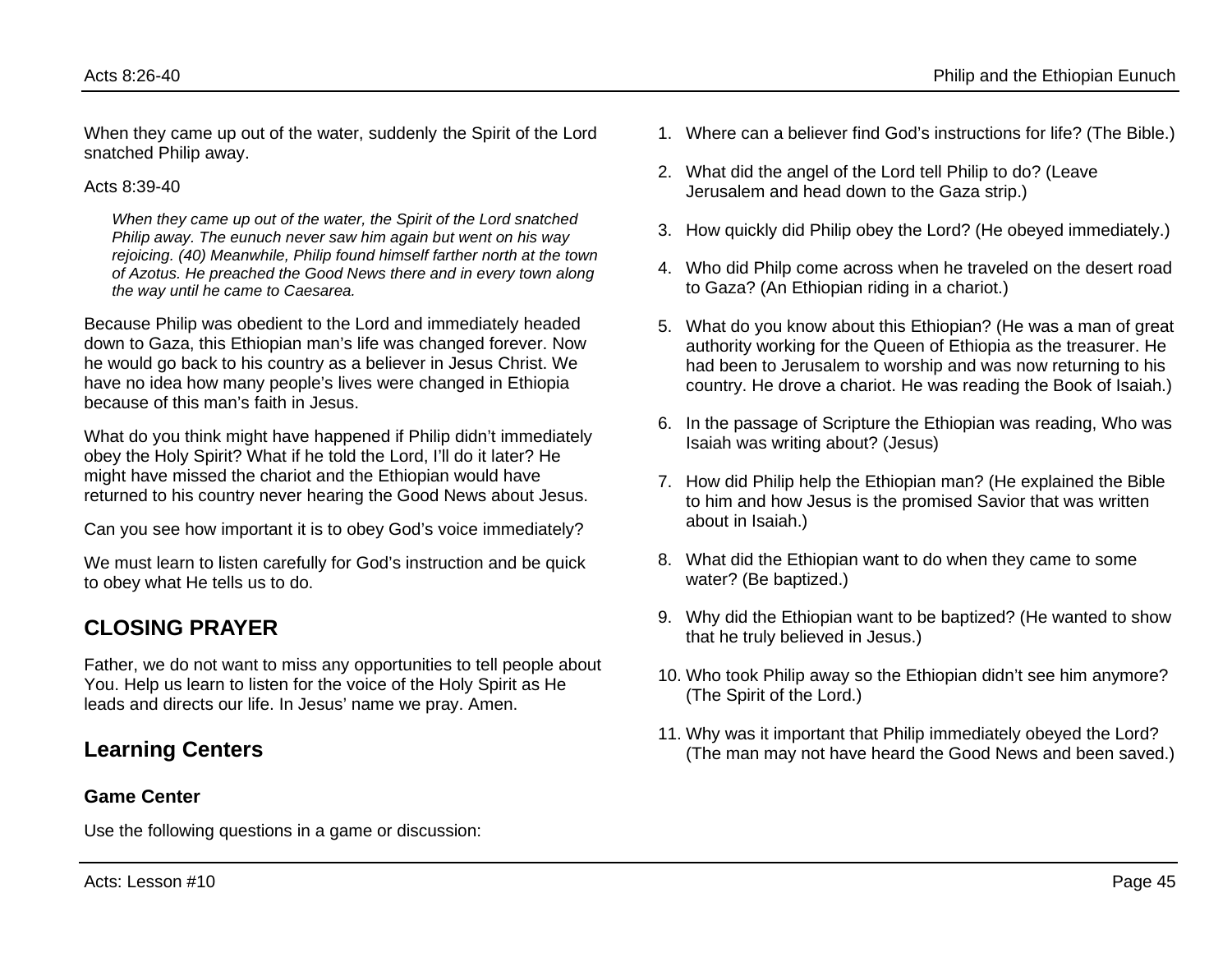When they came up out of the water, suddenly the Spirit of the Lord snatched Philip away.

Acts 8:39-40

> *When they came up out of the water, the Spirit of the Lord snatched Philip away. The eunuch never saw him again but went on his way rejoicing. (40) Meanwhile, Philip found himself farther north at the town of Azotus. He preached the Good News there and in every town along the way until he came to Caesarea.*

Because Philip was obedient to the Lord and immediately headed down to Gaza, this Ethiopian man's life was changed forever. Now he would go back to his country as a believer in Jesus Christ. We have no idea how many people's lives were changed in Ethiopia because of this man's faith in Jesus.

What do you think might have happened if Philip didn't immediately obey the Holy Spirit? What if he told the Lord, I'll do it later? He might have missed the chariot and the Ethiopian would have returned to his country never hearing the Good News about Jesus.

Can you see how important it is to obey God's voice immediately?

We must learn to listen carefully for God's instruction and be quick to obey what He tells us to do.

## CLOSING PRAYER

Father, we do not want to miss any opportunities to tell people about You. Help us learn to listen for the voice of the Holy Spirit as He leads and directs our life. In Jesus' name we pray. Amen.

## Learning Centers

### Game Center

Use the following questions in a game or discussion:

1. Where can a believer find God's instructions for life? (The Bible.)
2. What did the angel of the Lord tell Philip to do? (Leave Jerusalem and head down to the Gaza strip.)
3. How quickly did Philip obey the Lord? (He obeyed immediately.)
4. Who did Philp come across when he traveled on the desert road to Gaza? (An Ethiopian riding in a chariot.)
5. What do you know about this Ethiopian? (He was a man of great authority working for the Queen of Ethiopia as the treasurer. He had been to Jerusalem to worship and was now returning to his country. He drove a chariot. He was reading the Book of Isaiah.)
6. In the passage of Scripture the Ethiopian was reading, Who was Isaiah was writing about? (Jesus)
7. How did Philip help the Ethiopian man? (He explained the Bible to him and how Jesus is the promised Savior that was written about in Isaiah.)
8. What did the Ethiopian want to do when they came to some water? (Be baptized.)
9. Why did the Ethiopian want to be baptized? (He wanted to show that he truly believed in Jesus.)
10. Who took Philip away so the Ethiopian didn't see him anymore? (The Spirit of the Lord.)
11. Why was it important that Philip immediately obeyed the Lord? (The man may not have heard the Good News and been saved.)